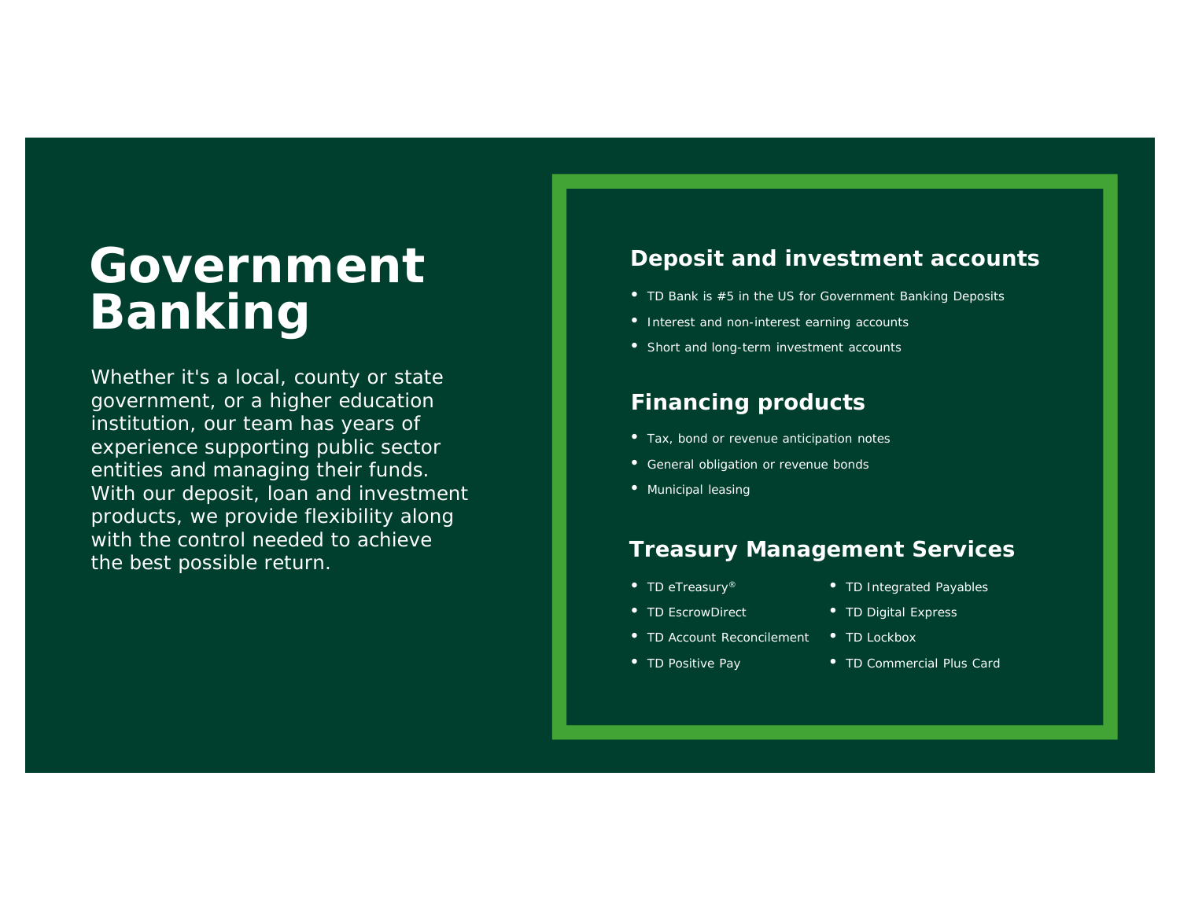# Government Banking

Whether it's a local, county or state government, or a higher education institution, our team has years of experience supporting public sector entities and managing their funds. With our deposit, loan and investment products, we provide flexibility along with the control needed to achieve the best possible return.

## Deposit and investment accounts

- TD Bank is #5 in the US for Government Banking Deposits
- Interest and non-interest earning accounts
- Short and long-term investment accounts

## Financing products

- Tax, bond or revenue anticipation notes
- General obligation or revenue bonds
- Municipal leasing

## Treasury Management Services

- TD eTreasury®
- TD EscrowDirect
- TD Account Reconcilement
- TD Positive Pay
- TD Integrated Payables
- TD Digital Express
- TD Lockbox
- TD Commercial Plus Card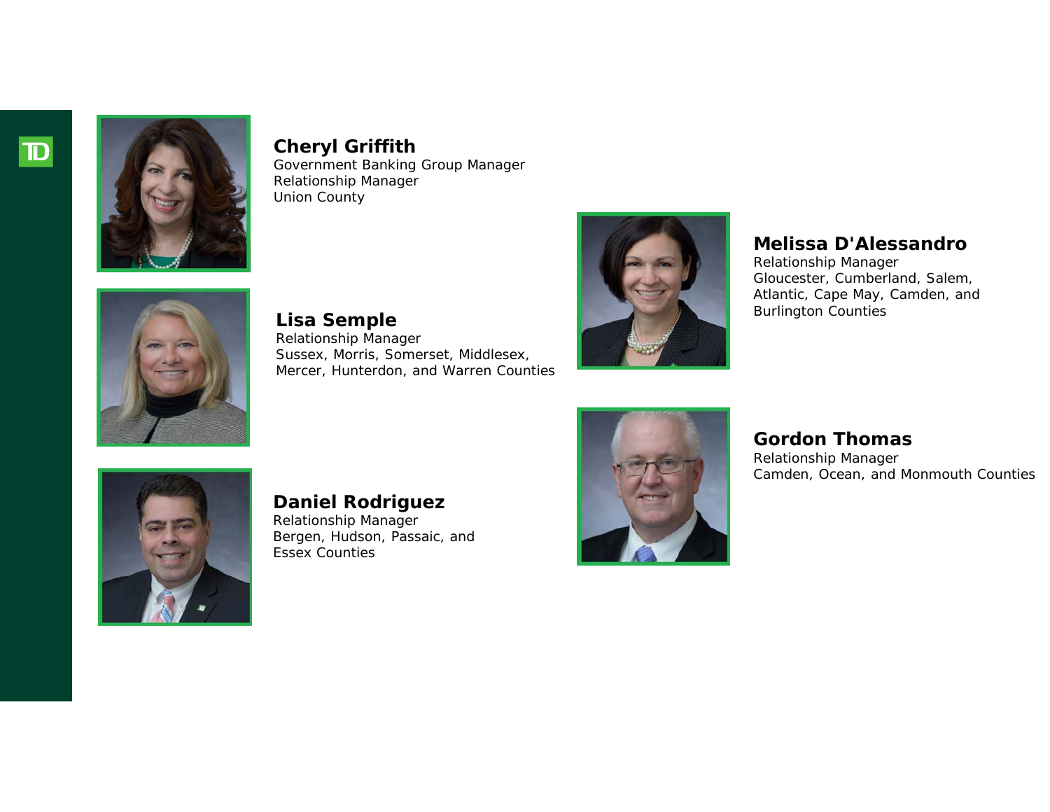**Cheryl Griffith**
Government Banking Group Manager
Relationship Manager
Union County

**Lisa Semple**
Relationship Manager
Sussex, Morris, Somerset, Middlesex, Mercer, Hunterdon, and Warren Counties

**Daniel Rodriguez**
Relationship Manager
Bergen, Hudson, Passaic, and Essex Counties

**Melissa D'Alessandro**
Relationship Manager
Gloucester, Cumberland, Salem, Atlantic, Cape May, Camden, and Burlington Counties

**Gordon Thomas**
Relationship Manager
Camden, Ocean, and Monmouth Counties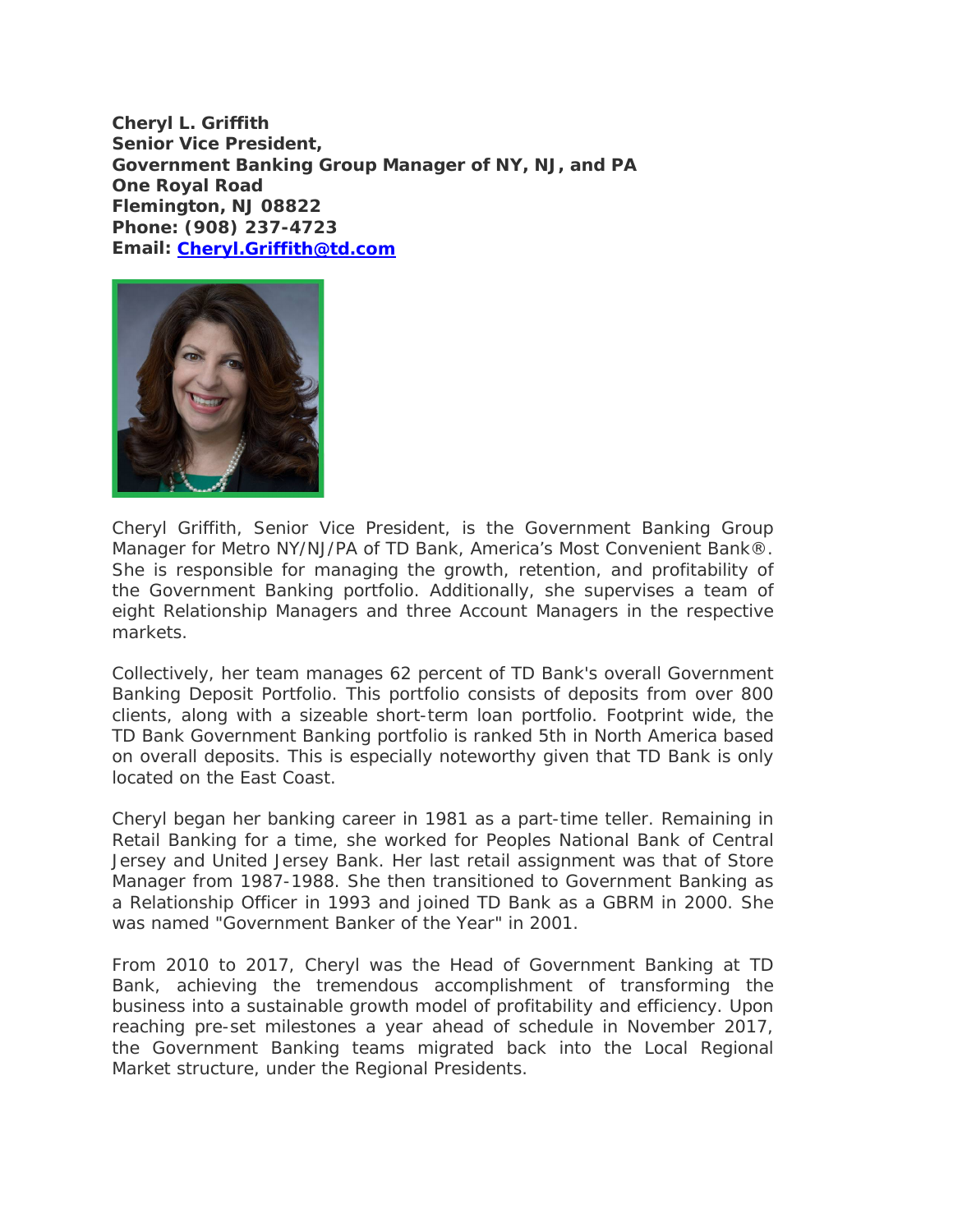**Cheryl L. Griffith**
**Senior Vice President,**
**Government Banking Group Manager of NY, NJ, and PA**
**One Royal Road**
**Flemington, NJ 08822**
**Phone: (908) 237-4723**
**Email: Cheryl.Griffith@td.com**

Cheryl Griffith, Senior Vice President, is the Government Banking Group Manager for Metro NY/NJ/PA of TD Bank, America's Most Convenient Bank®. She is responsible for managing the growth, retention, and profitability of the Government Banking portfolio. Additionally, she supervises a team of eight Relationship Managers and three Account Managers in the respective markets.

Collectively, her team manages 62 percent of TD Bank's overall Government Banking Deposit Portfolio. This portfolio consists of deposits from over 800 clients, along with a sizeable short-term loan portfolio. Footprint wide, the TD Bank Government Banking portfolio is ranked 5th in North America based on overall deposits. This is especially noteworthy given that TD Bank is only located on the East Coast.

Cheryl began her banking career in 1981 as a part-time teller. Remaining in Retail Banking for a time, she worked for Peoples National Bank of Central Jersey and United Jersey Bank. Her last retail assignment was that of Store Manager from 1987-1988. She then transitioned to Government Banking as a Relationship Officer in 1993 and joined TD Bank as a GBRM in 2000. She was named "Government Banker of the Year" in 2001.

From 2010 to 2017, Cheryl was the Head of Government Banking at TD Bank, achieving the tremendous accomplishment of transforming the business into a sustainable growth model of profitability and efficiency. Upon reaching pre-set milestones a year ahead of schedule in November 2017, the Government Banking teams migrated back into the Local Regional Market structure, under the Regional Presidents.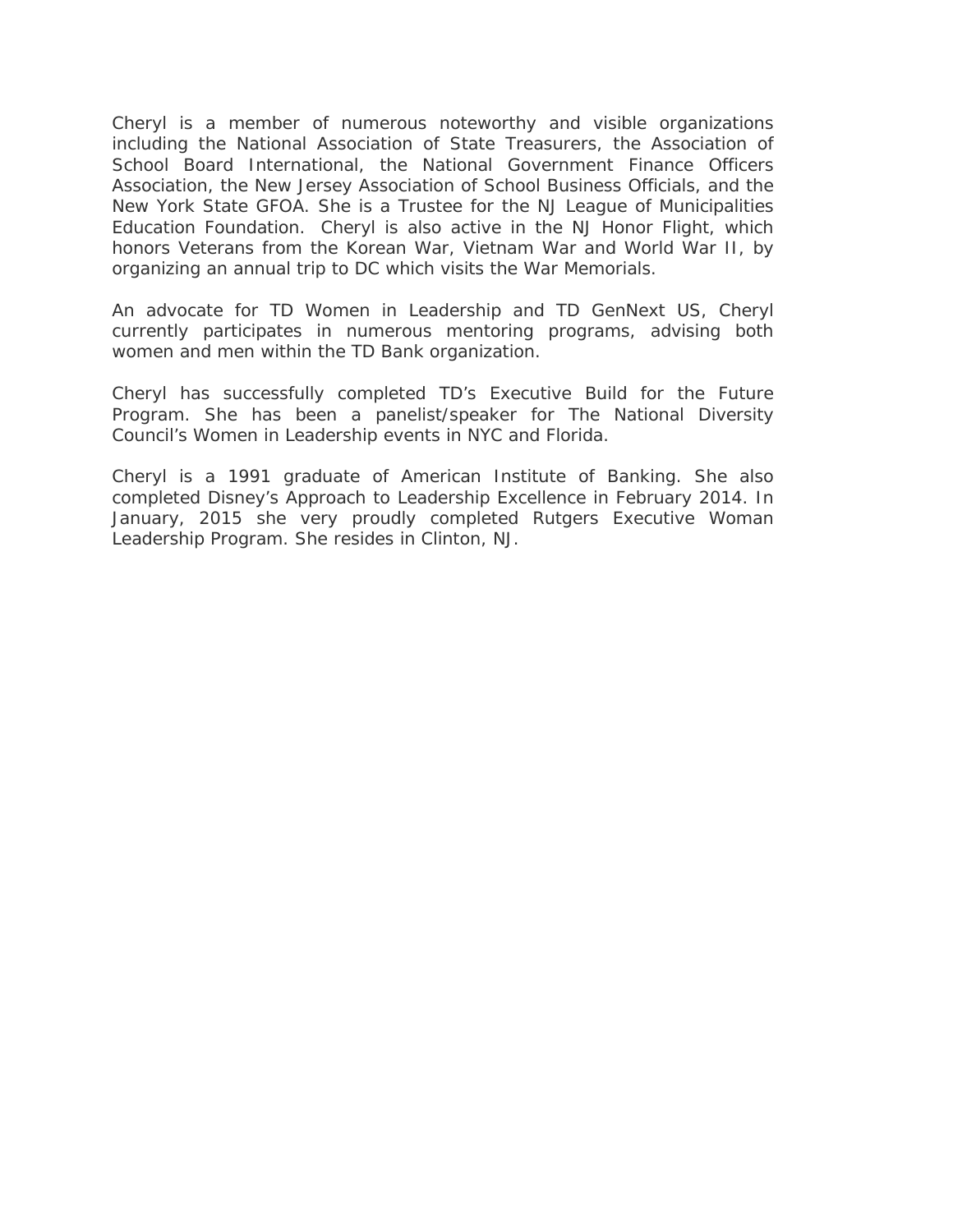Cheryl is a member of numerous noteworthy and visible organizations including the National Association of State Treasurers, the Association of School Board International, the National Government Finance Officers Association, the New Jersey Association of School Business Officials, and the New York State GFOA. She is a Trustee for the NJ League of Municipalities Education Foundation.  Cheryl is also active in the NJ Honor Flight, which honors Veterans from the Korean War, Vietnam War and World War II, by organizing an annual trip to DC which visits the War Memorials.

An advocate for TD Women in Leadership and TD GenNext US, Cheryl currently participates in numerous mentoring programs, advising both women and men within the TD Bank organization.

Cheryl has successfully completed TD's Executive Build for the Future Program. She has been a panelist/speaker for The National Diversity Council's Women in Leadership events in NYC and Florida.

Cheryl is a 1991 graduate of American Institute of Banking. She also completed Disney's Approach to Leadership Excellence in February 2014. In January, 2015 she very proudly completed Rutgers Executive Woman Leadership Program. She resides in Clinton, NJ.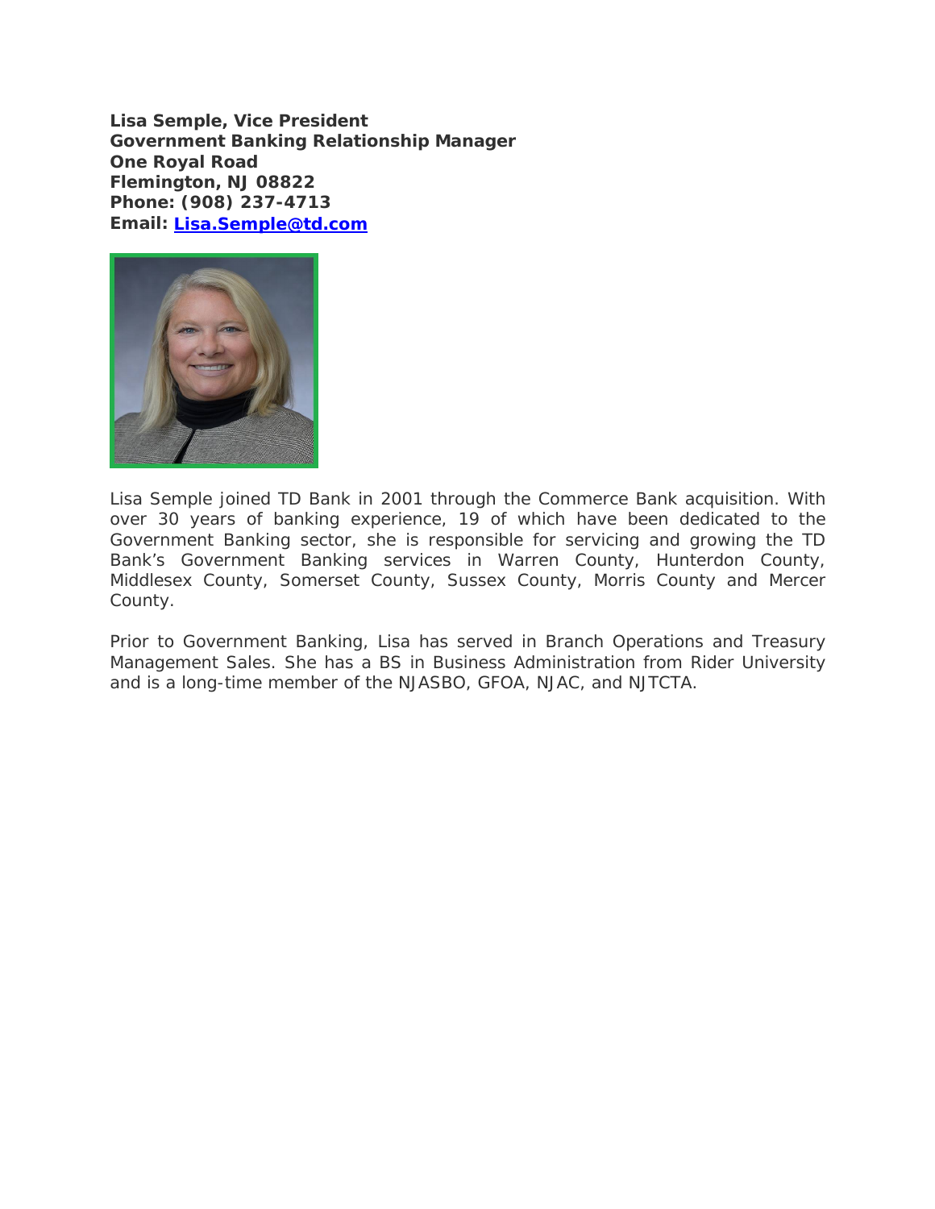**Lisa Semple, Vice President**
**Government Banking Relationship Manager**
**One Royal Road**
**Flemington, NJ 08822**
**Phone: (908) 237-4713**
**Email: [Lisa.Semple@td.com](mailto:Lisa.Semple@td.com)**

Lisa Semple joined TD Bank in 2001 through the Commerce Bank acquisition. With over 30 years of banking experience, 19 of which have been dedicated to the Government Banking sector, she is responsible for servicing and growing the TD Bank's Government Banking services in Warren County, Hunterdon County, Middlesex County, Somerset County, Sussex County, Morris County and Mercer County.

Prior to Government Banking, Lisa has served in Branch Operations and Treasury Management Sales. She has a BS in Business Administration from Rider University and is a long-time member of the NJASBO, GFOA, NJAC, and NJTCTA.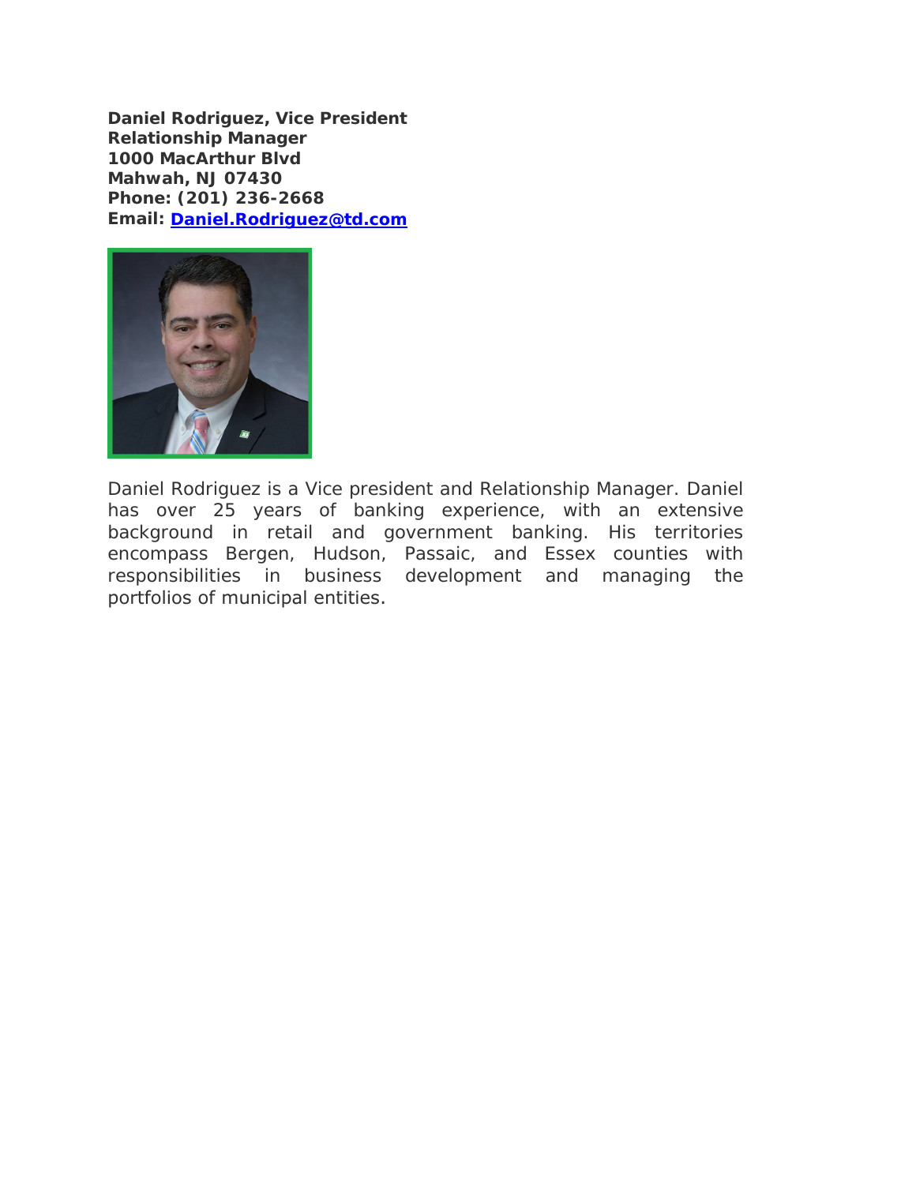**Daniel Rodriguez, Vice President**
**Relationship Manager**
**1000 MacArthur Blvd**
**Mahwah, NJ 07430**
**Phone: (201) 236-2668**
**Email: Daniel.Rodriguez@td.com**

Daniel Rodriguez is a Vice president and Relationship Manager. Daniel has over 25 years of banking experience, with an extensive background in retail and government banking. His territories encompass Bergen, Hudson, Passaic, and Essex counties with responsibilities in business development and managing the portfolios of municipal entities.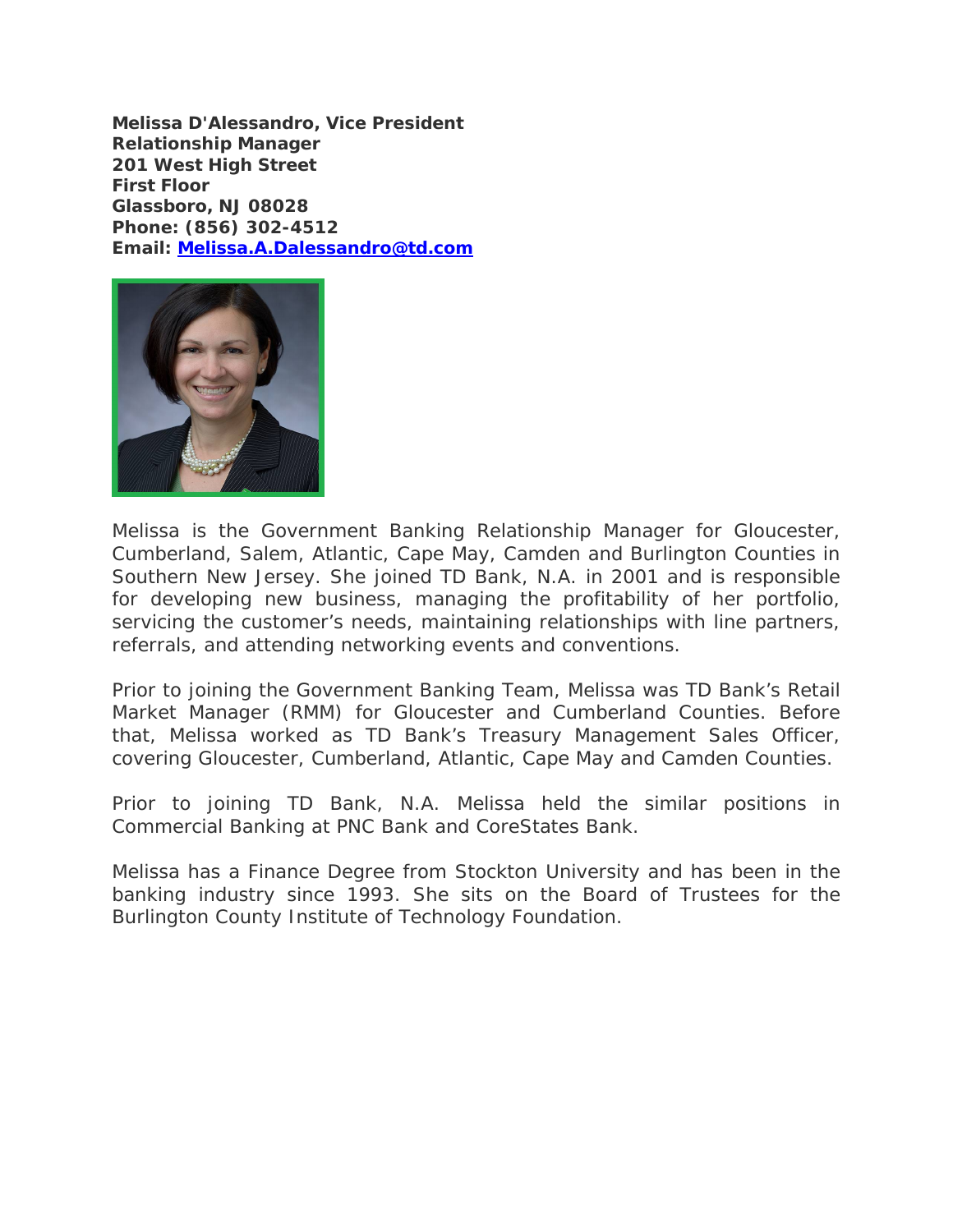**Melissa D'Alessandro, Vice President**
**Relationship Manager**
**201 West High Street**
**First Floor**
**Glassboro, NJ 08028**
**Phone: (856) 302-4512**
**Email: Melissa.A.Dalessandro@td.com**

Melissa is the Government Banking Relationship Manager for Gloucester, Cumberland, Salem, Atlantic, Cape May, Camden and Burlington Counties in Southern New Jersey. She joined TD Bank, N.A. in 2001 and is responsible for developing new business, managing the profitability of her portfolio, servicing the customer's needs, maintaining relationships with line partners, referrals, and attending networking events and conventions.

Prior to joining the Government Banking Team, Melissa was TD Bank's Retail Market Manager (RMM) for Gloucester and Cumberland Counties. Before that, Melissa worked as TD Bank's Treasury Management Sales Officer, covering Gloucester, Cumberland, Atlantic, Cape May and Camden Counties.

Prior to joining TD Bank, N.A. Melissa held the similar positions in Commercial Banking at PNC Bank and CoreStates Bank.

Melissa has a Finance Degree from Stockton University and has been in the banking industry since 1993. She sits on the Board of Trustees for the Burlington County Institute of Technology Foundation.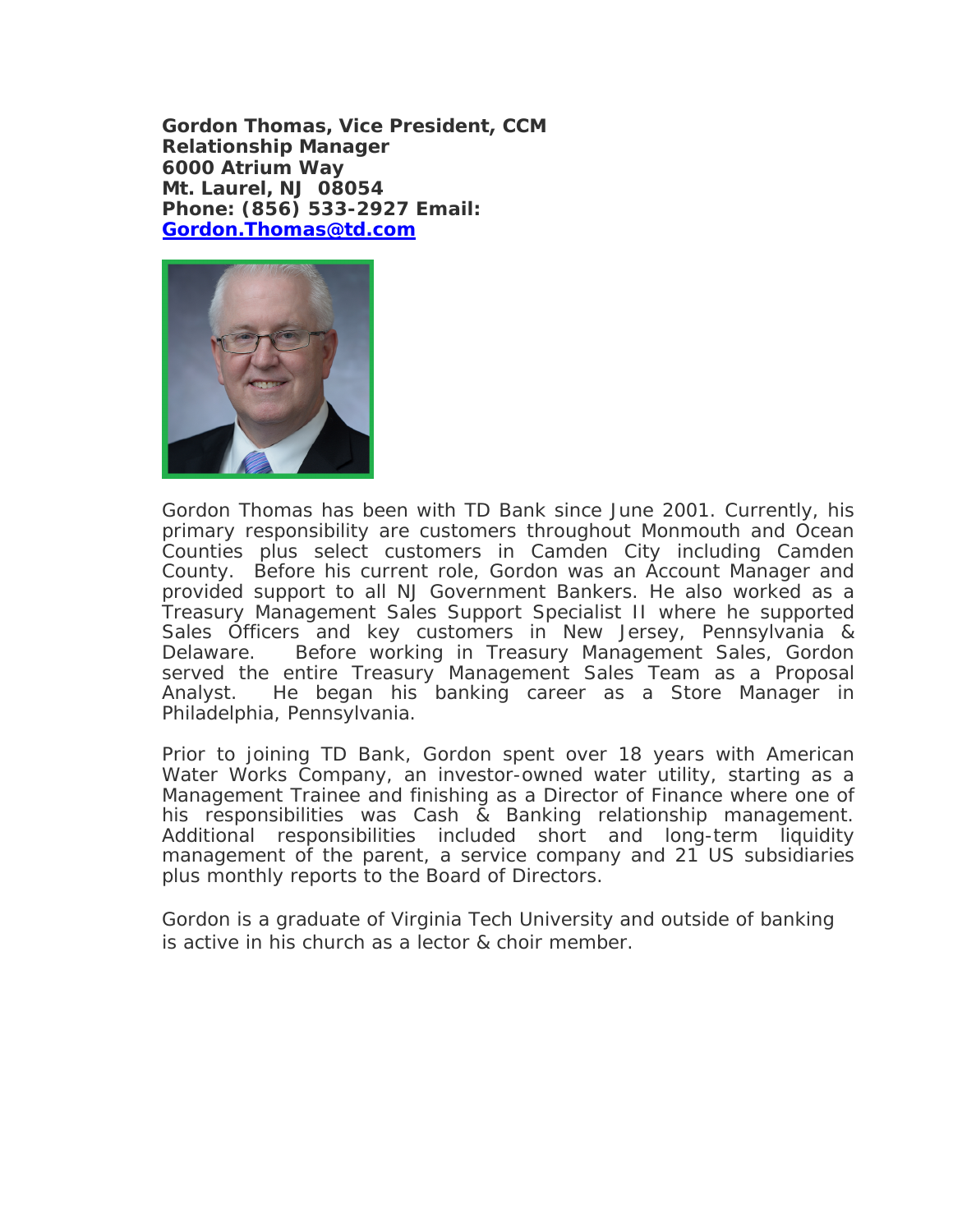**Gordon Thomas, Vice President, CCM**
**Relationship Manager**
**6000 Atrium Way**
**Mt. Laurel, NJ 08054**
**Phone: (856) 533-2927 Email:**
**[Gordon.Thomas@td.com](mailto:Gordon.Thomas@td.com)**

Gordon Thomas has been with TD Bank since June 2001. Currently, his primary responsibility are customers throughout Monmouth and Ocean Counties plus select customers in Camden City including Camden County. Before his current role, Gordon was an Account Manager and provided support to all NJ Government Bankers. He also worked as a Treasury Management Sales Support Specialist II where he supported Sales Officers and key customers in New Jersey, Pennsylvania & Delaware. Before working in Treasury Management Sales, Gordon served the entire Treasury Management Sales Team as a Proposal Analyst. He began his banking career as a Store Manager in Philadelphia, Pennsylvania.

Prior to joining TD Bank, Gordon spent over 18 years with American Water Works Company, an investor-owned water utility, starting as a Management Trainee and finishing as a Director of Finance where one of his responsibilities was Cash & Banking relationship management. Additional responsibilities included short and long-term liquidity management of the parent, a service company and 21 US subsidiaries plus monthly reports to the Board of Directors.

Gordon is a graduate of Virginia Tech University and outside of banking is active in his church as a lector & choir member.